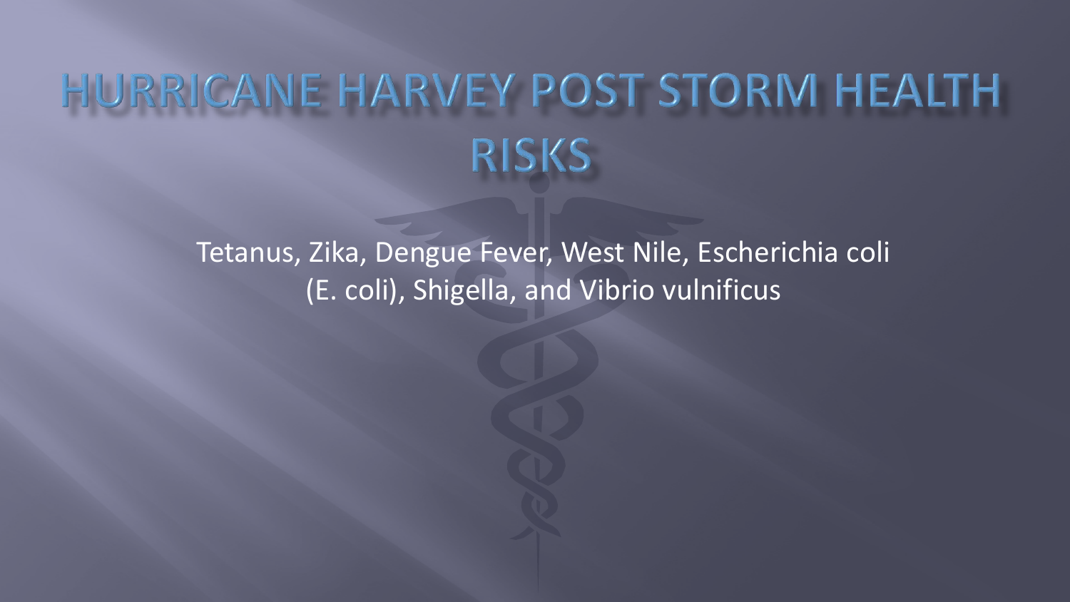# HURRICANE HARVEY POST STORM HEALTH RISKS

Tetanus, Zika, Dengue Fever, West Nile, Escherichia coli (E. coli), Shigella, and Vibrio vulnificus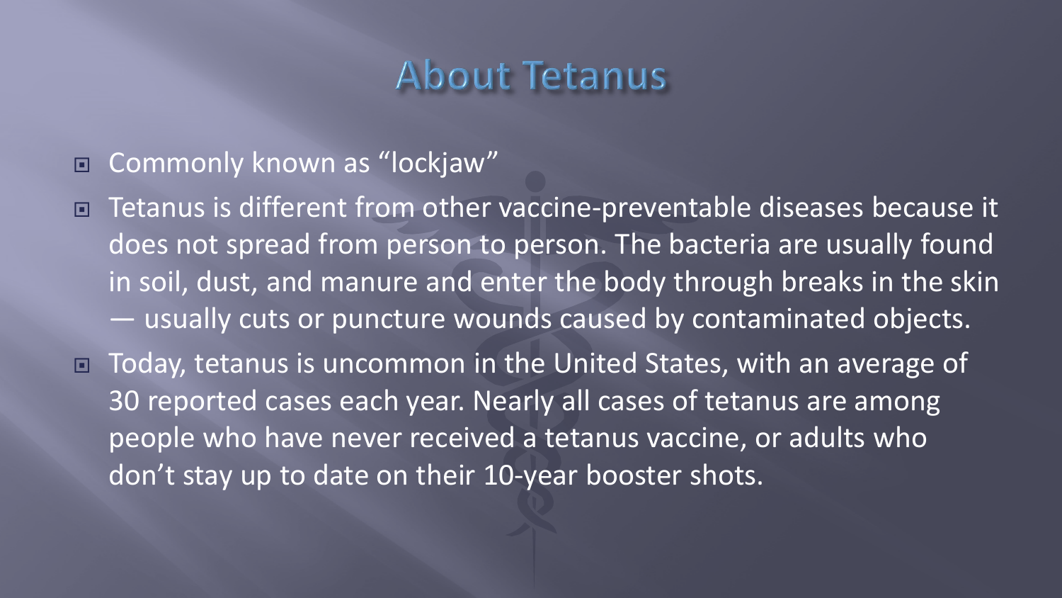# About Tetanus

- Commonly known as “lockjaw”
- Tetanus is different from other vaccine-preventable diseases because it does not spread from person to person. The bacteria are usually found in soil, dust, and manure and enter the body through breaks in the skin — usually cuts or puncture wounds caused by contaminated objects.
- Today, tetanus is uncommon in the United States, with an average of 30 reported cases each year. Nearly all cases of tetanus are among people who have never received a tetanus vaccine, or adults who don’t stay up to date on their 10-year booster shots.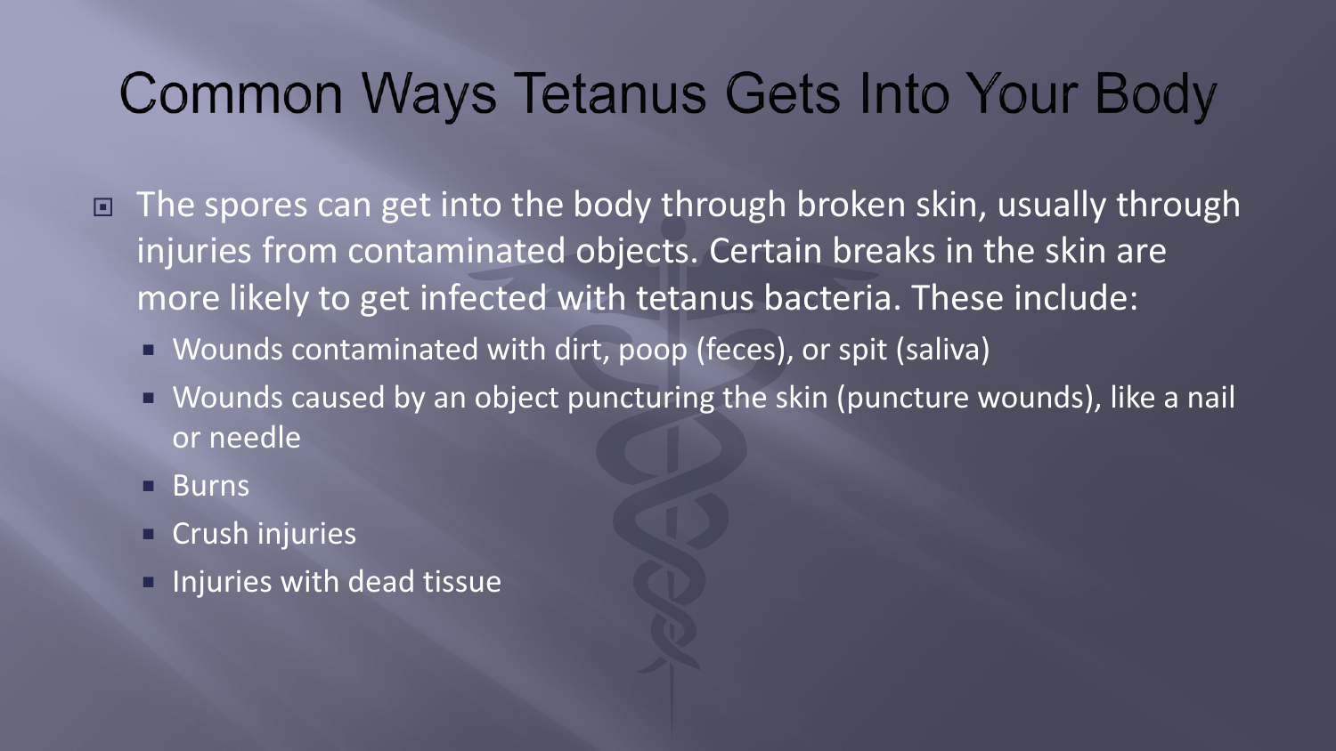# Common Ways Tetanus Gets Into Your Body

- The spores can get into the body through broken skin, usually through injuries from contaminated objects. Certain breaks in the skin are more likely to get infected with tetanus bacteria. These include:
  - Wounds contaminated with dirt, poop (feces), or spit (saliva)
  - Wounds caused by an object puncturing the skin (puncture wounds), like a nail or needle
  - Burns
  - Crush injuries
  - Injuries with dead tissue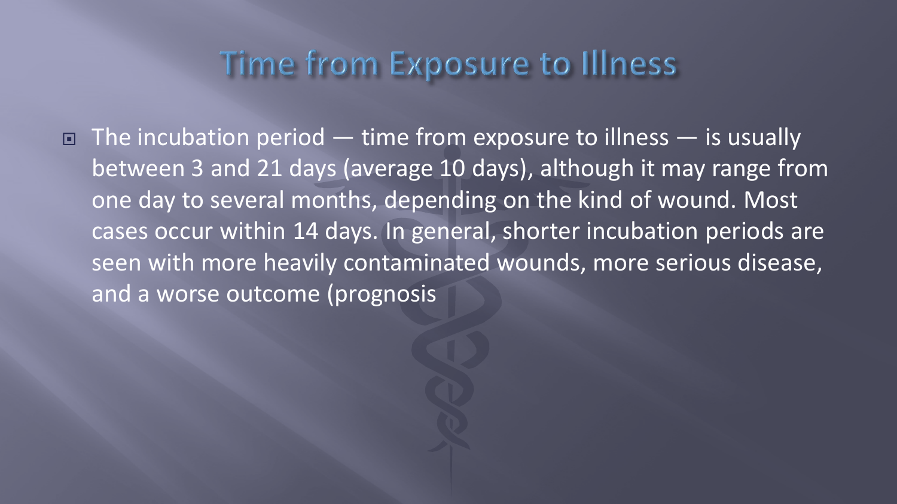# Time from Exposure to Illness

- The incubation period — time from exposure to illness — is usually between 3 and 21 days (average 10 days), although it may range from one day to several months, depending on the kind of wound. Most cases occur within 14 days. In general, shorter incubation periods are seen with more heavily contaminated wounds, more serious disease, and a worse outcome (prognosis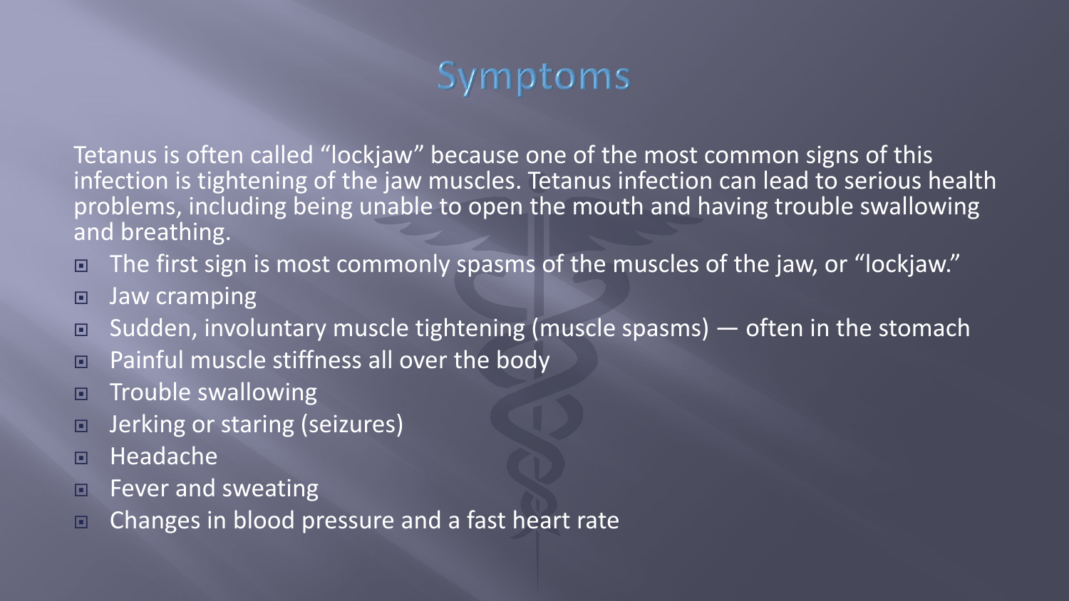# Symptoms

Tetanus is often called "lockjaw" because one of the most common signs of this infection is tightening of the jaw muscles. Tetanus infection can lead to serious health problems, including being unable to open the mouth and having trouble swallowing and breathing.

- The first sign is most commonly spasms of the muscles of the jaw, or "lockjaw."
- Jaw cramping
- Sudden, involuntary muscle tightening (muscle spasms) — often in the stomach
- Painful muscle stiffness all over the body
- Trouble swallowing
- Jerking or staring (seizures)
- Headache
- Fever and sweating
- Changes in blood pressure and a fast heart rate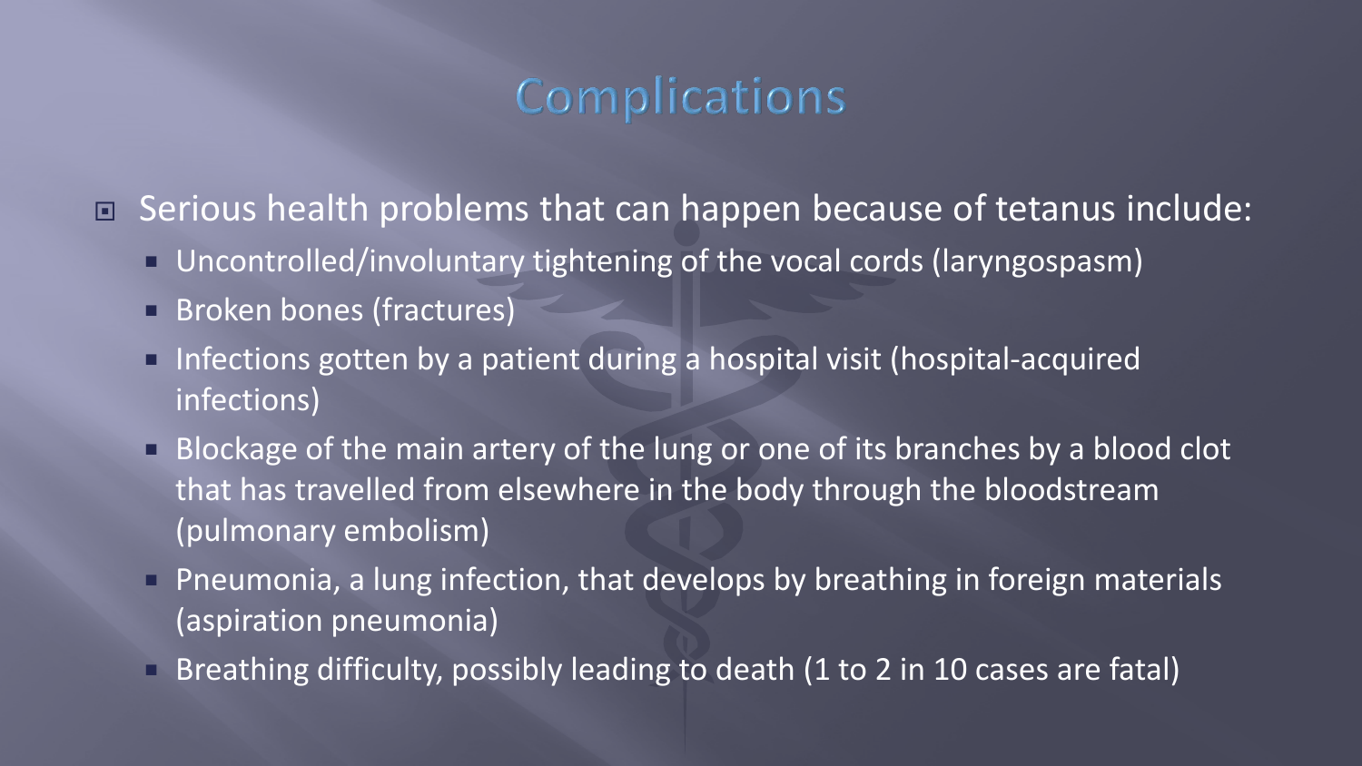# Complications

- Serious health problems that can happen because of tetanus include:
  - Uncontrolled/involuntary tightening of the vocal cords (laryngospasm)
  - Broken bones (fractures)
  - Infections gotten by a patient during a hospital visit (hospital-acquired infections)
  - Blockage of the main artery of the lung or one of its branches by a blood clot that has travelled from elsewhere in the body through the bloodstream (pulmonary embolism)
  - Pneumonia, a lung infection, that develops by breathing in foreign materials (aspiration pneumonia)
  - Breathing difficulty, possibly leading to death (1 to 2 in 10 cases are fatal)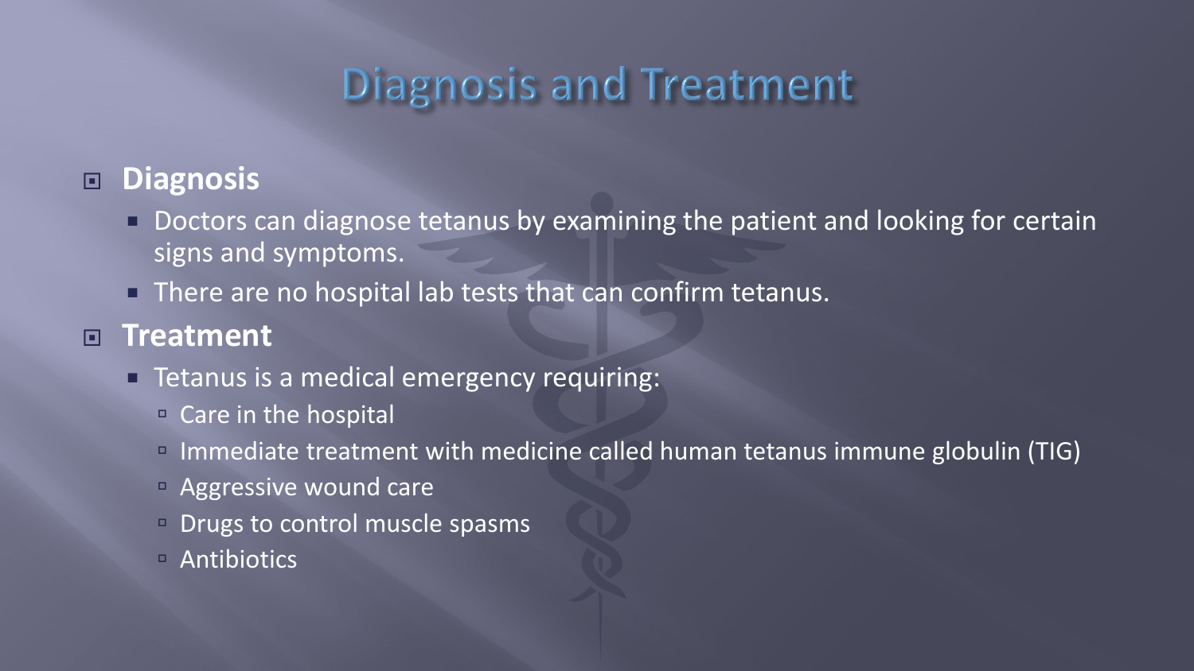# Diagnosis and Treatment

- **Diagnosis**
  - Doctors can diagnose tetanus by examining the patient and looking for certain signs and symptoms.
  - There are no hospital lab tests that can confirm tetanus.
- **Treatment**
  - Tetanus is a medical emergency requiring:
    - Care in the hospital
    - Immediate treatment with medicine called human tetanus immune globulin (TIG)
    - Aggressive wound care
    - Drugs to control muscle spasms
    - Antibiotics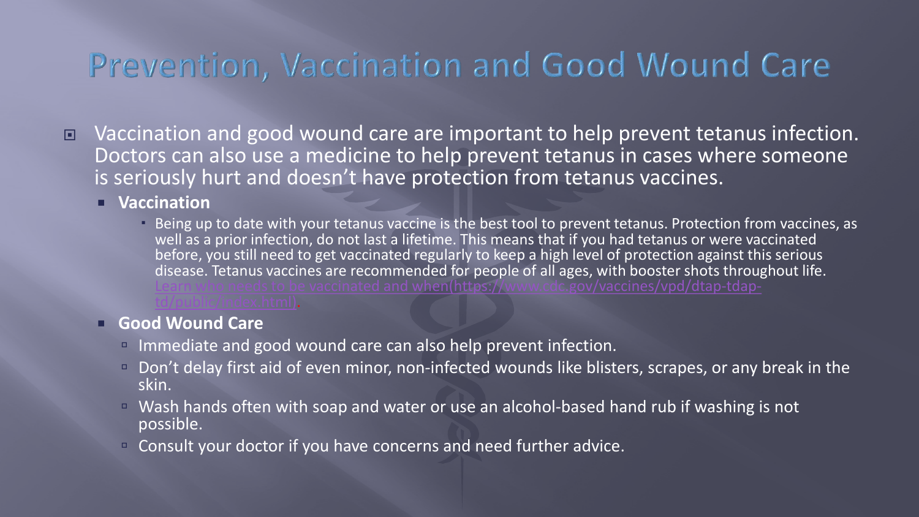# Prevention, Vaccination and Good Wound Care

- Vaccination and good wound care are important to help prevent tetanus infection. Doctors can also use a medicine to help prevent tetanus in cases where someone is seriously hurt and doesn't have protection from tetanus vaccines.
  - **Vaccination**
    - Being up to date with your tetanus vaccine is the best tool to prevent tetanus. Protection from vaccines, as well as a prior infection, do not last a lifetime. This means that if you had tetanus or were vaccinated before, you still need to get vaccinated regularly to keep a high level of protection against this serious disease. Tetanus vaccines are recommended for people of all ages, with booster shots throughout life. Learn who needs to be vaccinated and when(https://www.cdc.gov/vaccines/vpd/dtap-tdap-td/public/index.html).
  - **Good Wound Care**
    - Immediate and good wound care can also help prevent infection.
    - Don't delay first aid of even minor, non-infected wounds like blisters, scrapes, or any break in the skin.
    - Wash hands often with soap and water or use an alcohol-based hand rub if washing is not possible.
    - Consult your doctor if you have concerns and need further advice.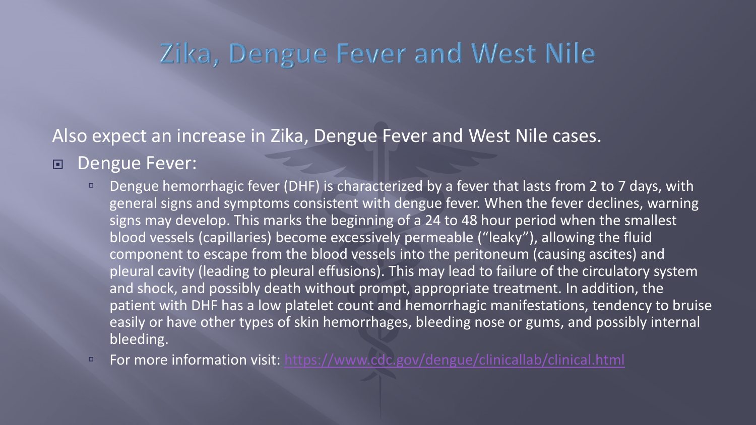# Zika, Dengue Fever and West Nile

Also expect an increase in Zika, Dengue Fever and West Nile cases.

- Dengue Fever:
  - Dengue hemorrhagic fever (DHF) is characterized by a fever that lasts from 2 to 7 days, with general signs and symptoms consistent with dengue fever. When the fever declines, warning signs may develop. This marks the beginning of a 24 to 48 hour period when the smallest blood vessels (capillaries) become excessively permeable ("leaky"), allowing the fluid component to escape from the blood vessels into the peritoneum (causing ascites) and pleural cavity (leading to pleural effusions). This may lead to failure of the circulatory system and shock, and possibly death without prompt, appropriate treatment. In addition, the patient with DHF has a low platelet count and hemorrhagic manifestations, tendency to bruise easily or have other types of skin hemorrhages, bleeding nose or gums, and possibly internal bleeding.
  - For more information visit: [https://www.cdc.gov/dengue/clinicallab/clinical.html](https://www.cdc.gov/dengue/clinicallab/clinical.html)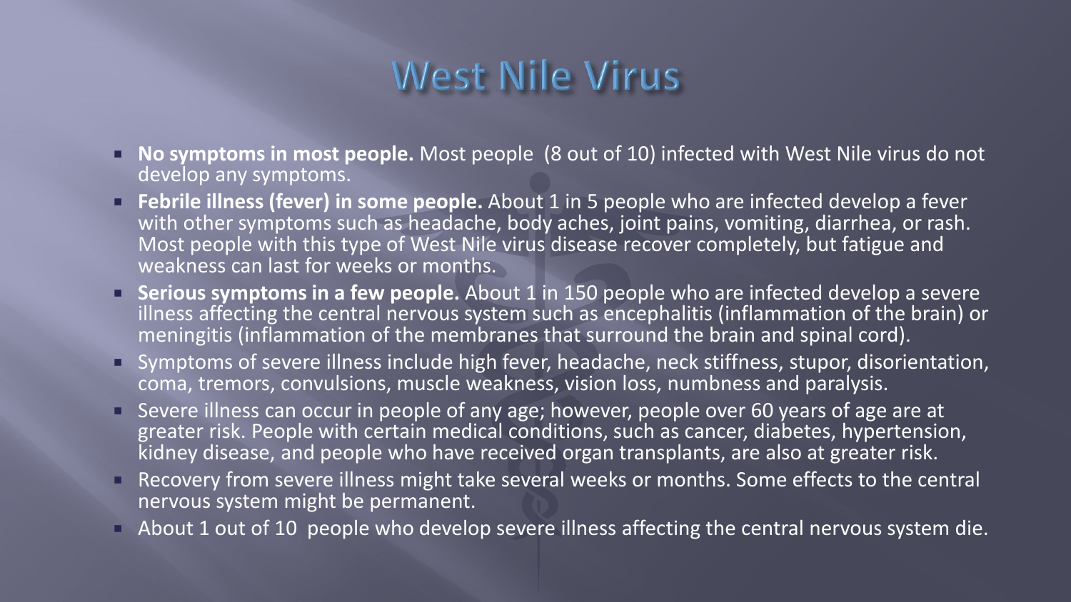# West Nile Virus

- **No symptoms in most people.** Most people (8 out of 10) infected with West Nile virus do not develop any symptoms.
- **Febrile illness (fever) in some people.** About 1 in 5 people who are infected develop a fever with other symptoms such as headache, body aches, joint pains, vomiting, diarrhea, or rash. Most people with this type of West Nile virus disease recover completely, but fatigue and weakness can last for weeks or months.
- **Serious symptoms in a few people.** About 1 in 150 people who are infected develop a severe illness affecting the central nervous system such as encephalitis (inflammation of the brain) or meningitis (inflammation of the membranes that surround the brain and spinal cord).
- Symptoms of severe illness include high fever, headache, neck stiffness, stupor, disorientation, coma, tremors, convulsions, muscle weakness, vision loss, numbness and paralysis.
- Severe illness can occur in people of any age; however, people over 60 years of age are at greater risk. People with certain medical conditions, such as cancer, diabetes, hypertension, kidney disease, and people who have received organ transplants, are also at greater risk.
- Recovery from severe illness might take several weeks or months. Some effects to the central nervous system might be permanent.
- About 1 out of 10 people who develop severe illness affecting the central nervous system die.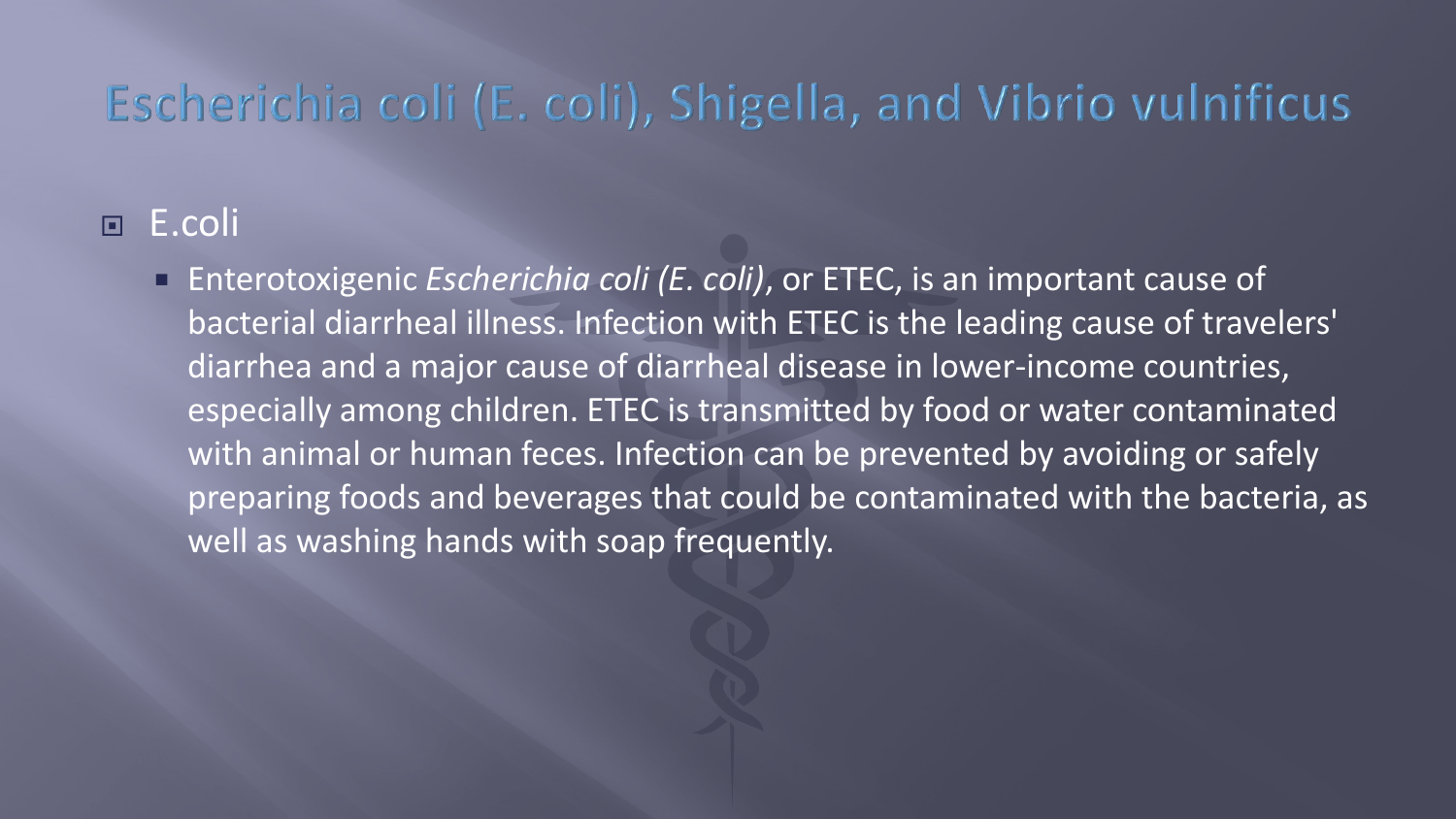# Escherichia coli (E. coli), Shigella, and Vibrio vulnificus

- E.coli
  - Enterotoxigenic *Escherichia coli (E. coli)*, or ETEC, is an important cause of bacterial diarrheal illness. Infection with ETEC is the leading cause of travelers' diarrhea and a major cause of diarrheal disease in lower-income countries, especially among children. ETEC is transmitted by food or water contaminated with animal or human feces. Infection can be prevented by avoiding or safely preparing foods and beverages that could be contaminated with the bacteria, as well as washing hands with soap frequently.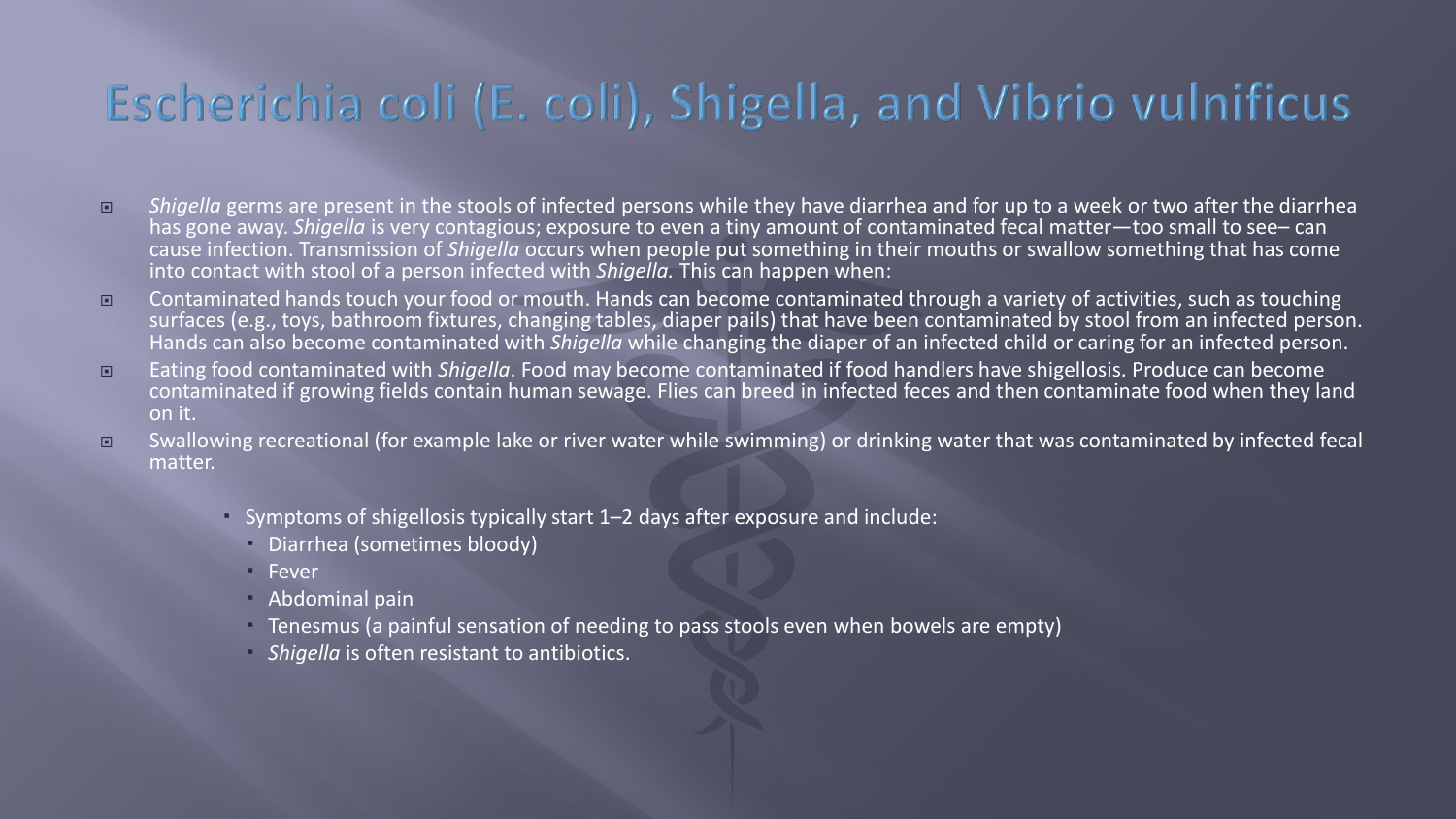# Escherichia coli (E. coli), Shigella, and Vibrio vulnificus

- *Shigella* germs are present in the stools of infected persons while they have diarrhea and for up to a week or two after the diarrhea has gone away. *Shigella* is very contagious; exposure to even a tiny amount of contaminated fecal matter—too small to see– can cause infection. Transmission of *Shigella* occurs when people put something in their mouths or swallow something that has come into contact with stool of a person infected with *Shigella.* This can happen when:
- Contaminated hands touch your food or mouth. Hands can become contaminated through a variety of activities, such as touching surfaces (e.g., toys, bathroom fixtures, changing tables, diaper pails) that have been contaminated by stool from an infected person. Hands can also become contaminated with *Shigella* while changing the diaper of an infected child or caring for an infected person.
- Eating food contaminated with *Shigella*. Food may become contaminated if food handlers have shigellosis. Produce can become contaminated if growing fields contain human sewage. Flies can breed in infected feces and then contaminate food when they land on it.
- Swallowing recreational (for example lake or river water while swimming) or drinking water that was contaminated by infected fecal matter.

  - Symptoms of shigellosis typically start 1–2 days after exposure and include:
    - Diarrhea (sometimes bloody)
    - Fever
    - Abdominal pain
    - Tenesmus (a painful sensation of needing to pass stools even when bowels are empty)
    - *Shigella* is often resistant to antibiotics.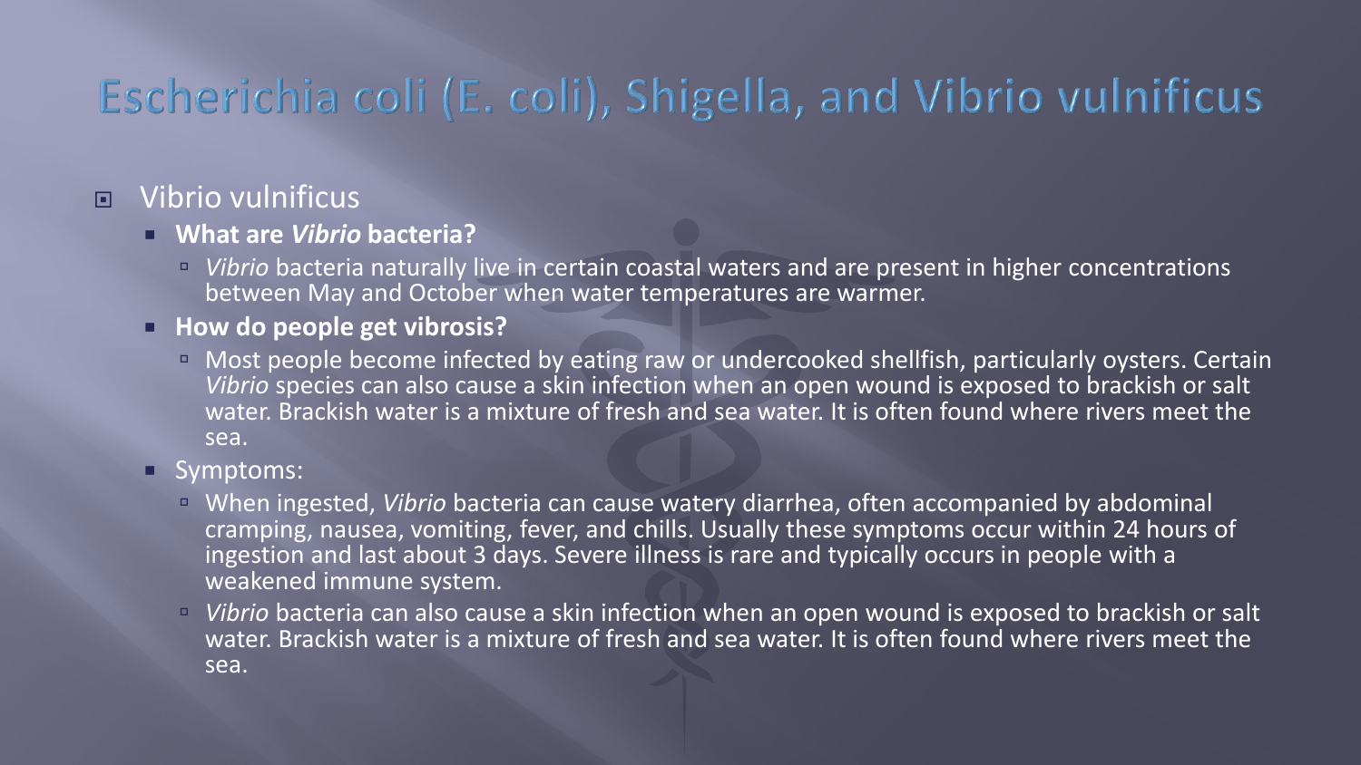# Escherichia coli (E. coli), Shigella, and Vibrio vulnificus

- Vibrio vulnificus
  - **What are *Vibrio* bacteria?**
    - *Vibrio* bacteria naturally live in certain coastal waters and are present in higher concentrations between May and October when water temperatures are warmer.
  - **How do people get vibrosis?**
    - Most people become infected by eating raw or undercooked shellfish, particularly oysters. Certain *Vibrio* species can also cause a skin infection when an open wound is exposed to brackish or salt water. Brackish water is a mixture of fresh and sea water. It is often found where rivers meet the sea.
  - Symptoms:
    - When ingested, *Vibrio* bacteria can cause watery diarrhea, often accompanied by abdominal cramping, nausea, vomiting, fever, and chills. Usually these symptoms occur within 24 hours of ingestion and last about 3 days. Severe illness is rare and typically occurs in people with a weakened immune system.
    - *Vibrio* bacteria can also cause a skin infection when an open wound is exposed to brackish or salt water. Brackish water is a mixture of fresh and sea water. It is often found where rivers meet the sea.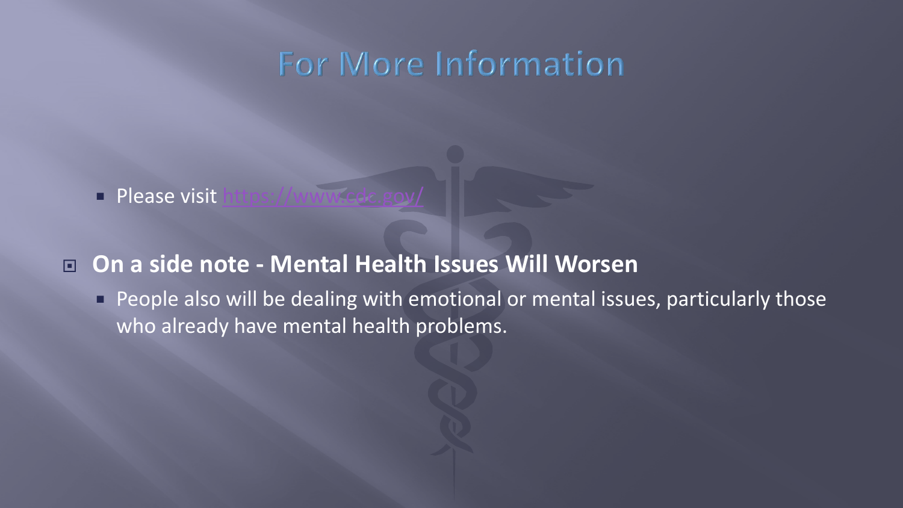# For More Information

- Please visit https://www.cdc.gov/

- **On a side note - Mental Health Issues Will Worsen**
  - People also will be dealing with emotional or mental issues, particularly those who already have mental health problems.